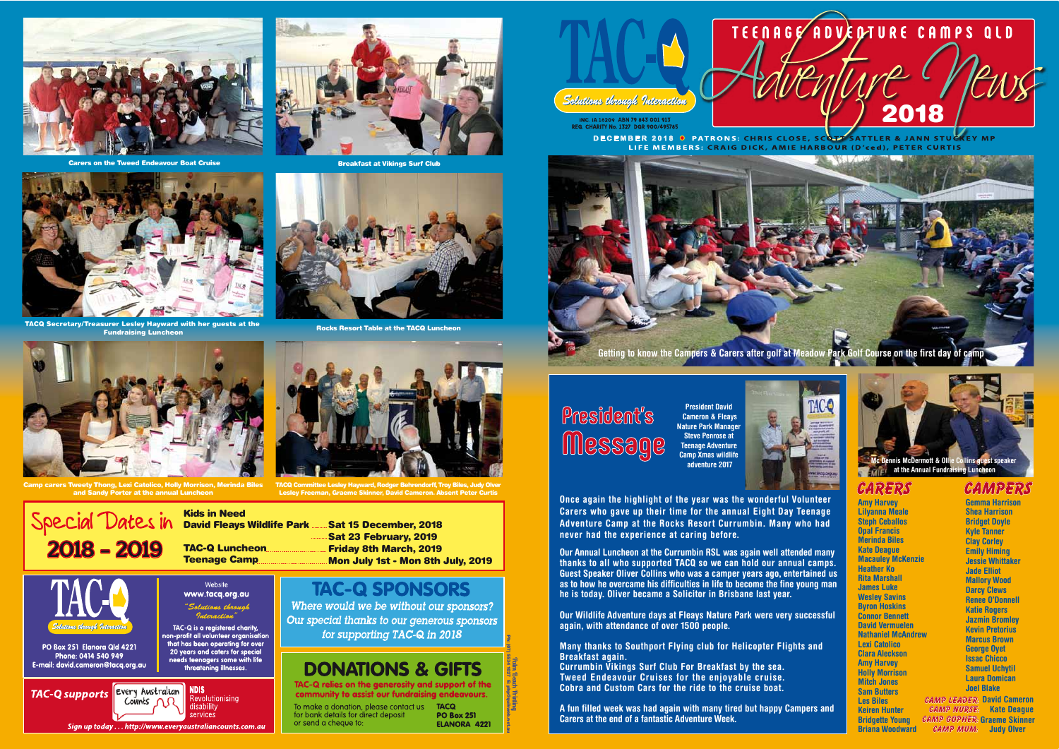# TAC-Q

*Solutions through Interaction*

INC. IA 16209 ABN 79 843 001 913
REG. CHARITY No. 1327 DGR 900/495785

## TEENAGE ADVENTURE CAMPS QLD — Adventure News 2018

DECEMBER 2018 ○ PATRONS: CHRIS CLOSE, SCOTT SATTLER & JANN STUCKEY MP
LIFE MEMBERS: CRAIG DICK, AMIE HARBOUR (D'ced), PETER CURTIS

Getting to know the Campers & Carers after golf at Meadow Park Golf Course on the first day of camp

Carers on the Tweed Endeavour Boat Cruise

Breakfast at Vikings Surf Club

TACQ Secretary/Treasurer Lesley Hayward with her guests at the Fundraising Luncheon

Rocks Resort Table at the TACQ Luncheon

Camp carers Tweety Thong, Lexi Catolico, Holly Morrison, Merinda Biles and Sandy Porter at the annual Luncheon

TACQ Committee Lesley Hayward, Rodger Behrendorff, Troy Biles, Judy Olver Lesley Freeman, Graeme Skinner, David Cameron. Absent Peter Curtis

## Special Dates in 2018 - 2019

| | |
|---|---|
| Kids in Need David Fleays Wildlife Park | Sat 15 December, 2018 |
| | Sat 23 February, 2019 |
| TAC-Q Luncheon | Friday 8th March, 2019 |
| Teenage Camp | Mon July 1st - Mon 8th July, 2019 |

**TAC-Q**
*Solutions through Interaction*

PO Box 251 Elanora Qld 4221
Phone: 0414 540 949
E-mail: david.cameron@tacq.org.au

Website
www.tacq.org.au

*"Solutions through Interaction"*

TAC-Q is a registered charity, non-profit all volunteer organisation that has been operating for over 20 years and caters for special needs teenagers some with life threatening illnesses.

TAC-Q supports Every Australian Counts — NDIS Revolutionising disability services

*Sign up today . . . http://www.everyaustraliancounts.com.au*

## TAC-Q SPONSORS

*Where would we be without our sponsors? Our special thanks to our generous sponsors for supporting TAC-Q in 2018*

## DONATIONS & GIFTS

TAC-Q relies on the generosity and support of the community to assist our fundraising endeavours.

To make a donation, please contact us for bank details for direct deposit or send a cheque to:

TACQ
PO Box 251
ELANORA 4221

## President's Message

President David Cameron & Fleays Nature Park Manager Steve Penrose at Teenage Adventure Camp Xmas wildlife adventure 2017

**Once again the highlight of the year was the wonderful Volunteer Carers who gave up their time for the annual Eight Day Teenage Adventure Camp at the Rocks Resort Currumbin. Many who had never had the experience at caring before.**

**Our Annual Luncheon at the Currumbin RSL was again well attended many thanks to all who supported TACQ so we can hold our annual camps. Guest Speaker Oliver Collins who was a camper years ago, entertained us as to how he overcame his difficulties in life to become the fine young man he is today. Oliver became a Solicitor in Brisbane last year.**

**Our Wildlife Adventure days at Fleays Nature Park were very successful again, with attendance of over 1500 people.**

**Many thanks to Southport Flying club for Helicopter Flights and Breakfast again.**
**Currumbin Vikings Surf Club For Breakfast by the sea.**
**Tweed Endeavour Cruises for the enjoyable cruise.**
**Cobra and Custom Cars for the ride to the cruise boat.**

**A fun filled week was had again with many tired but happy Campers and Carers at the end of a fantastic Adventure Week.**

Mc Dennis McDermott & Ollie Collins guest speaker at the Annual Fundraising Luncheon

## CARERS

Amy Harvey
Lilyanna Meale
Steph Ceballos
Opal Francis
Merinda Biles
Kate Deague
Macauley McKenzie
Heather Ko
Rita Marshall
James Luke
Wesley Savins
Byron Hoskins
Connor Bennett
David Vermuelen
Nathaniel McAndrew
Lexi Catolico
Clara Aleckson
Amy Harvey
Holly Morrison
Mitch Jones
Sam Butters
Les Biles
Keiren Hunter
Bridgette Young
Briana Woodward

## CAMPERS

Gemma Harrison
Shea Harrison
Bridget Doyle
Kyle Tanner
Clay Corley
Emily Himing
Jessie Whittaker
Jade Elliot
Mallory Wood
Darcy Clews
Renee O'Donnell
Katie Rogers
Jazmin Bromley
Kevin Pretorius
Marcus Brown
George Oyet
Issac Chicco
Samuel Uchytil
Laura Domican
Joel Blake

*CAMP LEADER:* David Cameron
*CAMP NURSE:* Kate Deague
*CAMP GOPHER:* Graeme Skinner
*CAMP MUM:* Judy Olver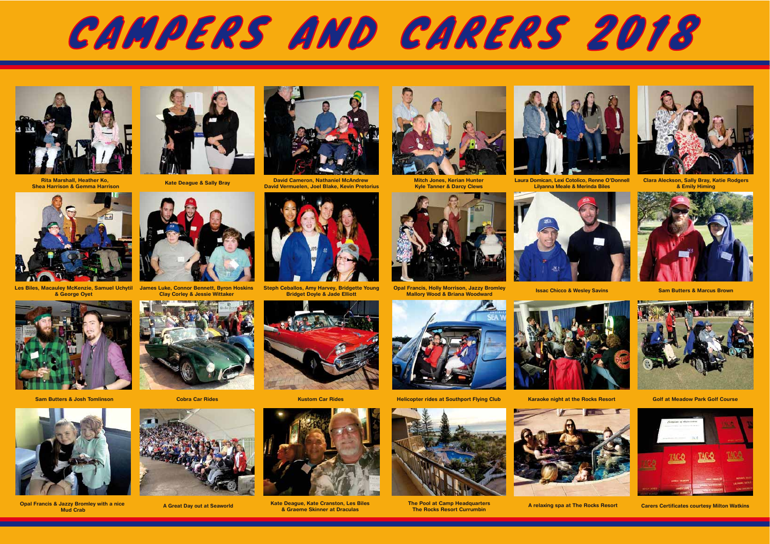# CAMPERS AND CARERS 2018

Rita Marshall, Heather Ko, Shea Harrison & Gemma Harrison

Kate Deague & Sally Bray

David Cameron, Nathaniel McAndrew David Vermuelen, Joel Blake, Kevin Pretorius

Mitch Jones, Kerian Hunter Kyle Tanner & Darcy Clews

Laura Domican, Lexi Cotolico, Renne O'Donnell Lilyanna Meale & Merinda Biles

Clara Aleckson, Sally Bray, Katie Rodgers & Emily Himing

Les Biles, Macauley McKenzie, Samuel Uchytil & George Oyet

James Luke, Connor Bennett, Byron Hoskins Clay Corley & Jessie Wittaker

Steph Ceballos, Amy Harvey, Bridgette Young Bridget Doyle & Jade Elliott

Opal Francis, Holly Morrison, Jazzy Bromley Mallory Wood & Briana Woodward

Issac Chicco & Wesley Savins

Sam Butters & Marcus Brown

Sam Butters & Josh Tomlinson

Cobra Car Rides

Kustom Car Rides

Helicopter rides at Southport Flying Club

Karaoke night at the Rocks Resort

Golf at Meadow Park Golf Course

Opal Francis & Jazzy Bromley with a nice Mud Crab

A Great Day out at Seaworld

Kate Deague, Kate Cranston, Les Biles & Graeme Skinner at Draculas

The Pool at Camp Headquarters The Rocks Resort Currumbin

A relaxing spa at The Rocks Resort

Carers Certificates courtesy Milton Watkins